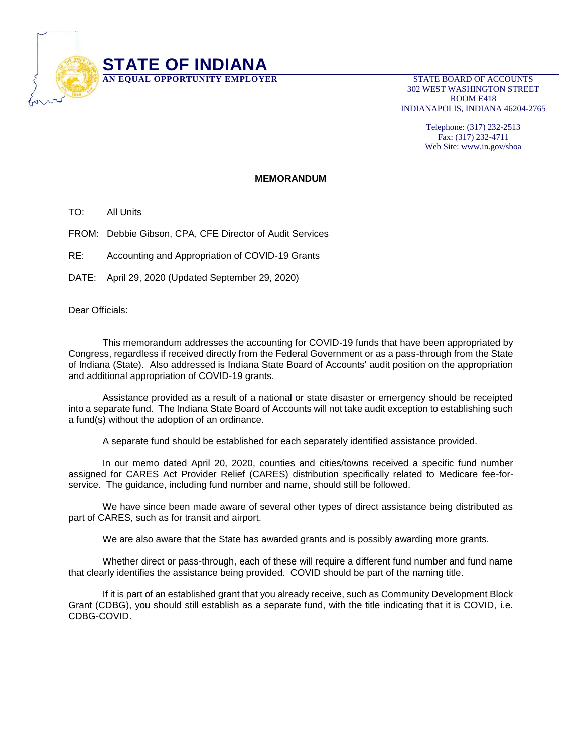# STATE OF INDIANA

**AN EQUAL OPPORTUNITY EMPLOYER**

STATE BOARD OF ACCOUNTS
302 WEST WASHINGTON STREET
ROOM E418
INDIANAPOLIS, INDIANA 46204-2765

Telephone: (317) 232-2513
Fax: (317) 232-4711
Web Site: www.in.gov/sboa

**MEMORANDUM**

TO: All Units

FROM: Debbie Gibson, CPA, CFE Director of Audit Services

RE: Accounting and Appropriation of COVID-19 Grants

DATE: April 29, 2020 (Updated September 29, 2020)

Dear Officials:

This memorandum addresses the accounting for COVID-19 funds that have been appropriated by Congress, regardless if received directly from the Federal Government or as a pass-through from the State of Indiana (State). Also addressed is Indiana State Board of Accounts' audit position on the appropriation and additional appropriation of COVID-19 grants.

Assistance provided as a result of a national or state disaster or emergency should be receipted into a separate fund. The Indiana State Board of Accounts will not take audit exception to establishing such a fund(s) without the adoption of an ordinance.

A separate fund should be established for each separately identified assistance provided.

In our memo dated April 20, 2020, counties and cities/towns received a specific fund number assigned for CARES Act Provider Relief (CARES) distribution specifically related to Medicare fee-for-service. The guidance, including fund number and name, should still be followed.

We have since been made aware of several other types of direct assistance being distributed as part of CARES, such as for transit and airport.

We are also aware that the State has awarded grants and is possibly awarding more grants.

Whether direct or pass-through, each of these will require a different fund number and fund name that clearly identifies the assistance being provided. COVID should be part of the naming title.

If it is part of an established grant that you already receive, such as Community Development Block Grant (CDBG), you should still establish as a separate fund, with the title indicating that it is COVID, i.e. CDBG-COVID.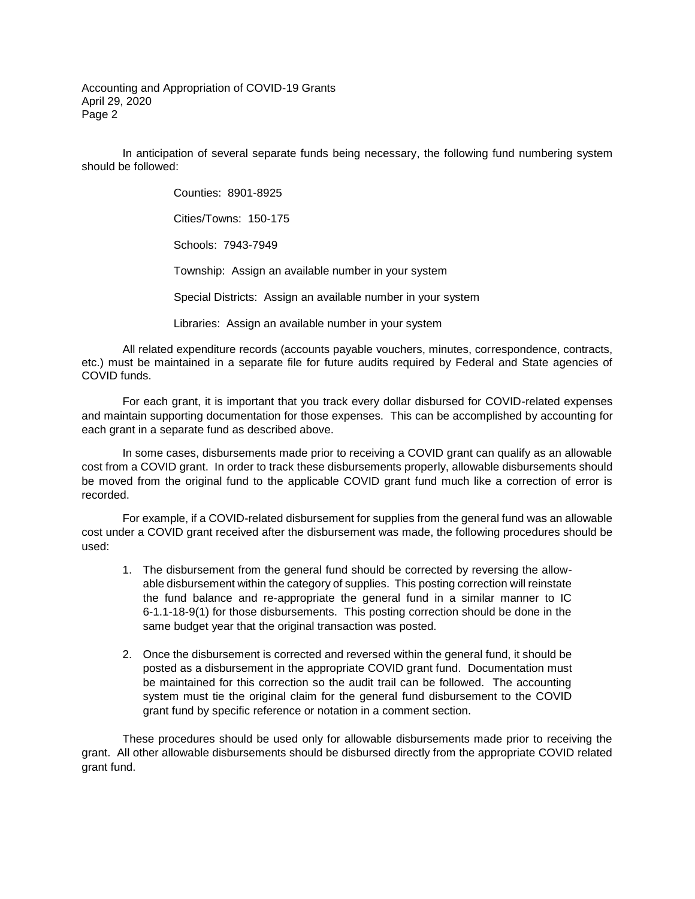In anticipation of several separate funds being necessary, the following fund numbering system should be followed:

Counties: 8901-8925

Cities/Towns: 150-175

Schools: 7943-7949

Township: Assign an available number in your system

Special Districts: Assign an available number in your system

Libraries: Assign an available number in your system

All related expenditure records (accounts payable vouchers, minutes, correspondence, contracts, etc.) must be maintained in a separate file for future audits required by Federal and State agencies of COVID funds.

For each grant, it is important that you track every dollar disbursed for COVID-related expenses and maintain supporting documentation for those expenses. This can be accomplished by accounting for each grant in a separate fund as described above.

In some cases, disbursements made prior to receiving a COVID grant can qualify as an allowable cost from a COVID grant. In order to track these disbursements properly, allowable disbursements should be moved from the original fund to the applicable COVID grant fund much like a correction of error is recorded.

For example, if a COVID-related disbursement for supplies from the general fund was an allowable cost under a COVID grant received after the disbursement was made, the following procedures should be used:

1. The disbursement from the general fund should be corrected by reversing the allowable disbursement within the category of supplies. This posting correction will reinstate the fund balance and re-appropriate the general fund in a similar manner to IC 6-1.1-18-9(1) for those disbursements. This posting correction should be done in the same budget year that the original transaction was posted.

2. Once the disbursement is corrected and reversed within the general fund, it should be posted as a disbursement in the appropriate COVID grant fund. Documentation must be maintained for this correction so the audit trail can be followed. The accounting system must tie the original claim for the general fund disbursement to the COVID grant fund by specific reference or notation in a comment section.

These procedures should be used only for allowable disbursements made prior to receiving the grant. All other allowable disbursements should be disbursed directly from the appropriate COVID related grant fund.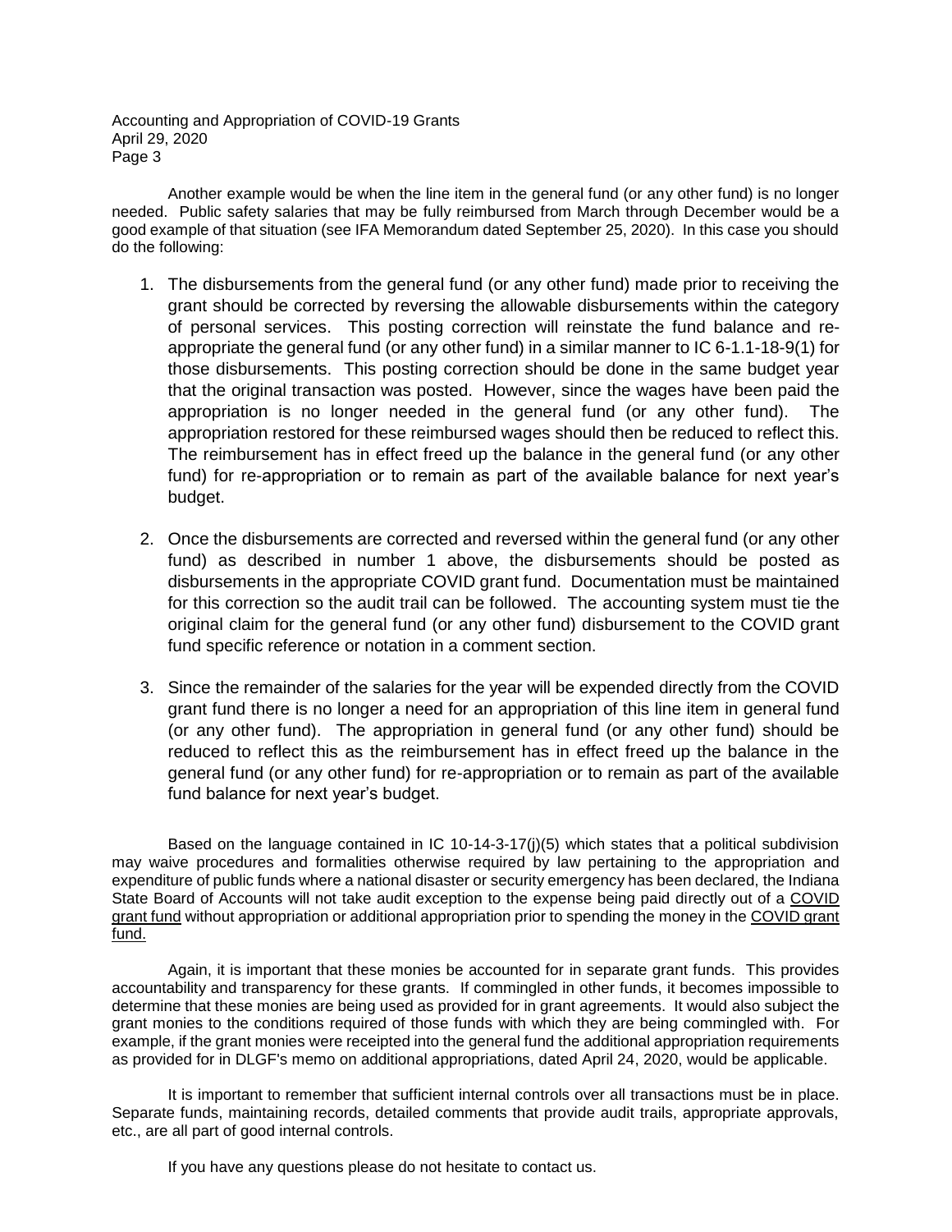Another example would be when the line item in the general fund (or any other fund) is no longer needed. Public safety salaries that may be fully reimbursed from March through December would be a good example of that situation (see IFA Memorandum dated September 25, 2020). In this case you should do the following:

1. The disbursements from the general fund (or any other fund) made prior to receiving the grant should be corrected by reversing the allowable disbursements within the category of personal services. This posting correction will reinstate the fund balance and re-appropriate the general fund (or any other fund) in a similar manner to IC 6-1.1-18-9(1) for those disbursements. This posting correction should be done in the same budget year that the original transaction was posted. However, since the wages have been paid the appropriation is no longer needed in the general fund (or any other fund). The appropriation restored for these reimbursed wages should then be reduced to reflect this. The reimbursement has in effect freed up the balance in the general fund (or any other fund) for re-appropriation or to remain as part of the available balance for next year's budget.

2. Once the disbursements are corrected and reversed within the general fund (or any other fund) as described in number 1 above, the disbursements should be posted as disbursements in the appropriate COVID grant fund. Documentation must be maintained for this correction so the audit trail can be followed. The accounting system must tie the original claim for the general fund (or any other fund) disbursement to the COVID grant fund specific reference or notation in a comment section.

3. Since the remainder of the salaries for the year will be expended directly from the COVID grant fund there is no longer a need for an appropriation of this line item in general fund (or any other fund). The appropriation in general fund (or any other fund) should be reduced to reflect this as the reimbursement has in effect freed up the balance in the general fund (or any other fund) for re-appropriation or to remain as part of the available fund balance for next year's budget.

Based on the language contained in IC 10-14-3-17(j)(5) which states that a political subdivision may waive procedures and formalities otherwise required by law pertaining to the appropriation and expenditure of public funds where a national disaster or security emergency has been declared, the Indiana State Board of Accounts will not take audit exception to the expense being paid directly out of a <u>COVID grant fund</u> without appropriation or additional appropriation prior to spending the money in the <u>COVID grant fund.</u>

Again, it is important that these monies be accounted for in separate grant funds. This provides accountability and transparency for these grants. If commingled in other funds, it becomes impossible to determine that these monies are being used as provided for in grant agreements. It would also subject the grant monies to the conditions required of those funds with which they are being commingled with. For example, if the grant monies were receipted into the general fund the additional appropriation requirements as provided for in DLGF's memo on additional appropriations, dated April 24, 2020, would be applicable.

It is important to remember that sufficient internal controls over all transactions must be in place. Separate funds, maintaining records, detailed comments that provide audit trails, appropriate approvals, etc., are all part of good internal controls.

If you have any questions please do not hesitate to contact us.